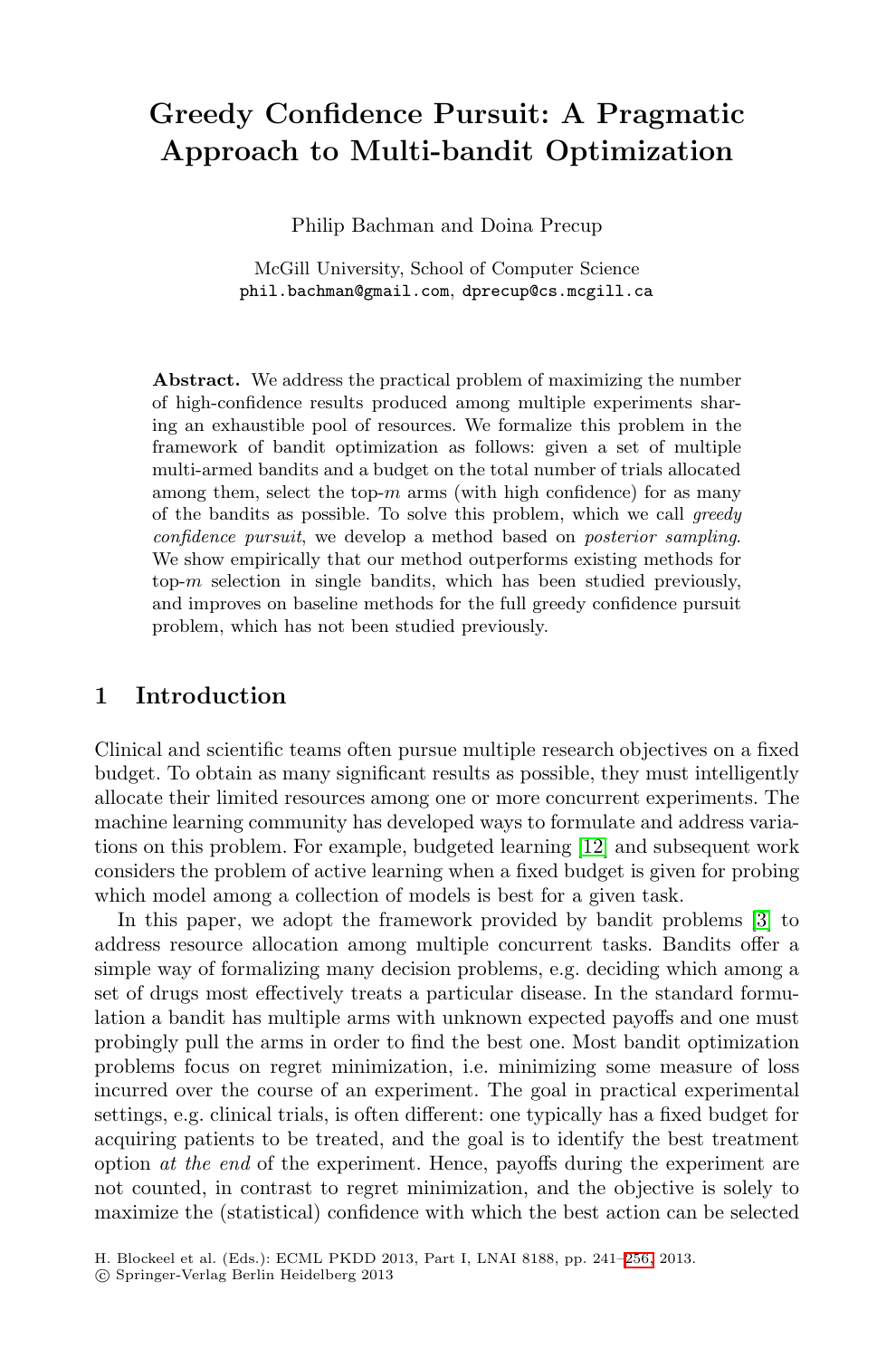# Greedy Confidence Pursuit: A Pragmatic Approach to Multi-bandit Optimization

Philip Bachman and Doina Precup

McGill University, School of Computer Science
phil.bachman@gmail.com, dprecup@cs.mcgill.ca

**Abstract.** We address the practical problem of maximizing the number of high-confidence results produced among multiple experiments sharing an exhaustible pool of resources. We formalize this problem in the framework of bandit optimization as follows: given a set of multiple multi-armed bandits and a budget on the total number of trials allocated among them, select the top-$m$ arms (with high confidence) for as many of the bandits as possible. To solve this problem, which we call *greedy confidence pursuit*, we develop a method based on *posterior sampling*. We show empirically that our method outperforms existing methods for top-$m$ selection in single bandits, which has been studied previously, and improves on baseline methods for the full greedy confidence pursuit problem, which has not been studied previously.

## 1 Introduction

Clinical and scientific teams often pursue multiple research objectives on a fixed budget. To obtain as many significant results as possible, they must intelligently allocate their limited resources among one or more concurrent experiments. The machine learning community has developed ways to formulate and address variations on this problem. For example, budgeted learning [12] and subsequent work considers the problem of active learning when a fixed budget is given for probing which model among a collection of models is best for a given task.

In this paper, we adopt the framework provided by bandit problems [3] to address resource allocation among multiple concurrent tasks. Bandits offer a simple way of formalizing many decision problems, e.g. deciding which among a set of drugs most effectively treats a particular disease. In the standard formulation a bandit has multiple arms with unknown expected payoffs and one must probingly pull the arms in order to find the best one. Most bandit optimization problems focus on regret minimization, i.e. minimizing some measure of loss incurred over the course of an experiment. The goal in practical experimental settings, e.g. clinical trials, is often different: one typically has a fixed budget for acquiring patients to be treated, and the goal is to identify the best treatment option *at the end* of the experiment. Hence, payoffs during the experiment are not counted, in contrast to regret minimization, and the objective is solely to maximize the (statistical) confidence with which the best action can be selected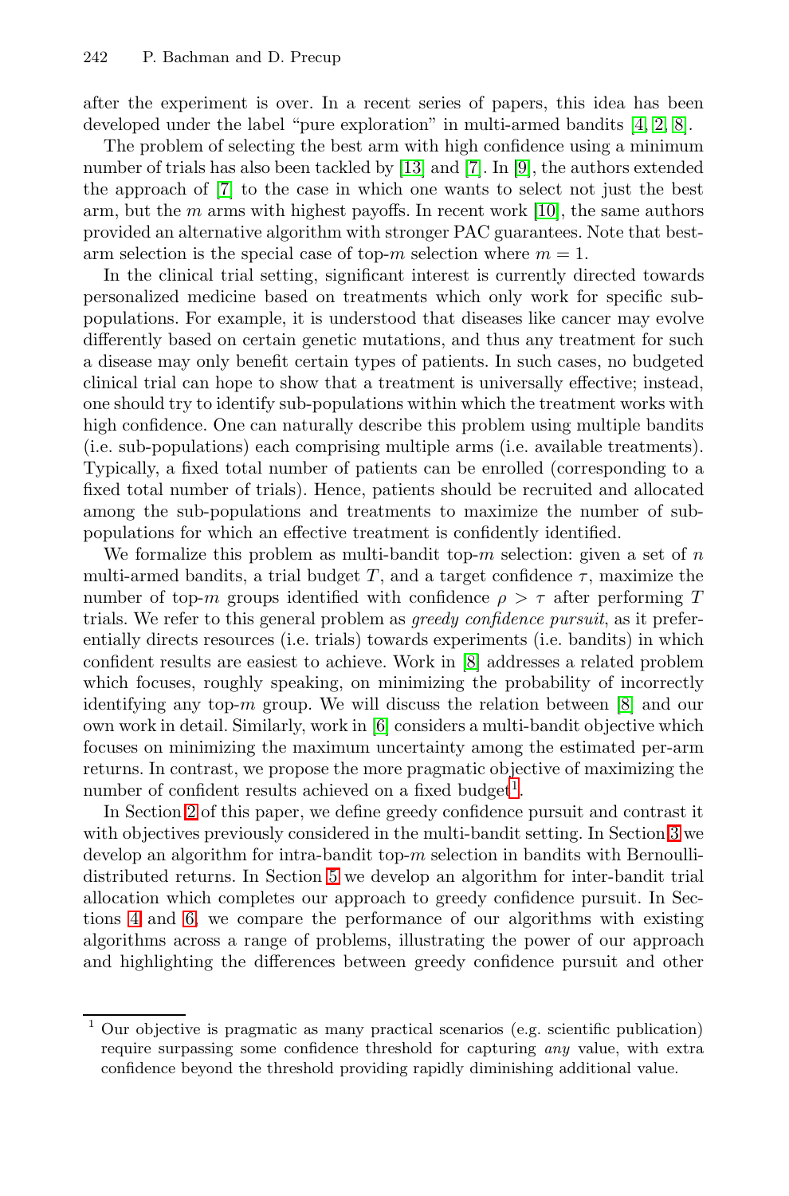after the experiment is over. In a recent series of papers, this idea has been developed under the label "pure exploration" in multi-armed bandits [4, 2, 8].

The problem of selecting the best arm with high confidence using a minimum number of trials has also been tackled by [13] and [7]. In [9], the authors extended the approach of [7] to the case in which one wants to select not just the best arm, but the $m$ arms with highest payoffs. In recent work [10], the same authors provided an alternative algorithm with stronger PAC guarantees. Note that best-arm selection is the special case of top-$m$ selection where $m = 1$.

In the clinical trial setting, significant interest is currently directed towards personalized medicine based on treatments which only work for specific sub-populations. For example, it is understood that diseases like cancer may evolve differently based on certain genetic mutations, and thus any treatment for such a disease may only benefit certain types of patients. In such cases, no budgeted clinical trial can hope to show that a treatment is universally effective; instead, one should try to identify sub-populations within which the treatment works with high confidence. One can naturally describe this problem using multiple bandits (i.e. sub-populations) each comprising multiple arms (i.e. available treatments). Typically, a fixed total number of patients can be enrolled (corresponding to a fixed total number of trials). Hence, patients should be recruited and allocated among the sub-populations and treatments to maximize the number of sub-populations for which an effective treatment is confidently identified.

We formalize this problem as multi-bandit top-$m$ selection: given a set of $n$ multi-armed bandits, a trial budget $T$, and a target confidence $\tau$, maximize the number of top-$m$ groups identified with confidence $\rho > \tau$ after performing $T$ trials. We refer to this general problem as *greedy confidence pursuit*, as it preferentially directs resources (i.e. trials) towards experiments (i.e. bandits) in which confident results are easiest to achieve. Work in [8] addresses a related problem which focuses, roughly speaking, on minimizing the probability of incorrectly identifying any top-$m$ group. We will discuss the relation between [8] and our own work in detail. Similarly, work in [6] considers a multi-bandit objective which focuses on minimizing the maximum uncertainty among the estimated per-arm returns. In contrast, we propose the more pragmatic objective of maximizing the number of confident results achieved on a fixed budget[1].

In Section 2 of this paper, we define greedy confidence pursuit and contrast it with objectives previously considered in the multi-bandit setting. In Section 3 we develop an algorithm for intra-bandit top-$m$ selection in bandits with Bernoulli-distributed returns. In Section 5 we develop an algorithm for inter-bandit trial allocation which completes our approach to greedy confidence pursuit. In Sections 4 and 6, we compare the performance of our algorithms with existing algorithms across a range of problems, illustrating the power of our approach and highlighting the differences between greedy confidence pursuit and other

[1] Our objective is pragmatic as many practical scenarios (e.g. scientific publication) require surpassing some confidence threshold for capturing *any* value, with extra confidence beyond the threshold providing rapidly diminishing additional value.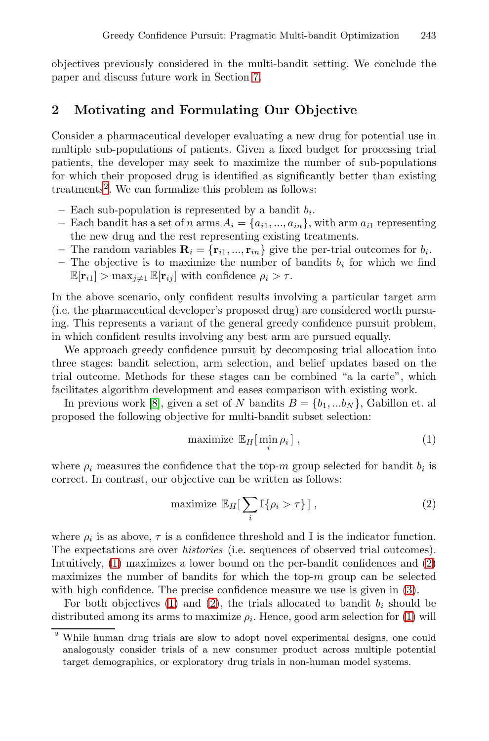objectives previously considered in the multi-bandit setting. We conclude the paper and discuss future work in Section 7.

## 2 Motivating and Formulating Our Objective

Consider a pharmaceutical developer evaluating a new drug for potential use in multiple sub-populations of patients. Given a fixed budget for processing trial patients, the developer may seek to maximize the number of sub-populations for which their proposed drug is identified as significantly better than existing treatments[2]. We can formalize this problem as follows:

- Each sub-population is represented by a bandit $b_i$.
- Each bandit has a set of $n$ arms $A_i = \{a_{i1}, ..., a_{in}\}$, with arm $a_{i1}$ representing the new drug and the rest representing existing treatments.
- The random variables $\mathbf{R}_i = \{\mathbf{r}_{i1}, ..., \mathbf{r}_{in}\}$ give the per-trial outcomes for $b_i$.
- The objective is to maximize the number of bandits $b_i$ for which we find $\mathbb{E}[\mathbf{r}_{i1}] > \max_{j \neq 1} \mathbb{E}[\mathbf{r}_{ij}]$ with confidence $\rho_i > \tau$.

In the above scenario, only confident results involving a particular target arm (i.e. the pharmaceutical developer's proposed drug) are considered worth pursuing. This represents a variant of the general greedy confidence pursuit problem, in which confident results involving any best arm are pursued equally.

We approach greedy confidence pursuit by decomposing trial allocation into three stages: bandit selection, arm selection, and belief updates based on the trial outcome. Methods for these stages can be combined "a la carte", which facilitates algorithm development and eases comparison with existing work.

In previous work [8], given a set of $N$ bandits $B = \{b_1, ...b_N\}$, Gabillon et. al proposed the following objective for multi-bandit subset selection:

$$\text{maximize } \mathbb{E}_H[\min_i \rho_i] \,, \tag{1}$$

where $\rho_i$ measures the confidence that the top-$m$ group selected for bandit $b_i$ is correct. In contrast, our objective can be written as follows:

$$\text{maximize } \mathbb{E}_H[\sum_i \mathbb{I}\{\rho_i > \tau\}] \,, \tag{2}$$

where $\rho_i$ is as above, $\tau$ is a confidence threshold and $\mathbb{I}$ is the indicator function. The expectations are over *histories* (i.e. sequences of observed trial outcomes). Intuitively, (1) maximizes a lower bound on the per-bandit confidences and (2) maximizes the number of bandits for which the top-$m$ group can be selected with high confidence. The precise confidence measure we use is given in (3).

For both objectives (1) and (2), the trials allocated to bandit $b_i$ should be distributed among its arms to maximize $\rho_i$. Hence, good arm selection for (1) will

[2] While human drug trials are slow to adopt novel experimental designs, one could analogously consider trials of a new consumer product across multiple potential target demographics, or exploratory drug trials in non-human model systems.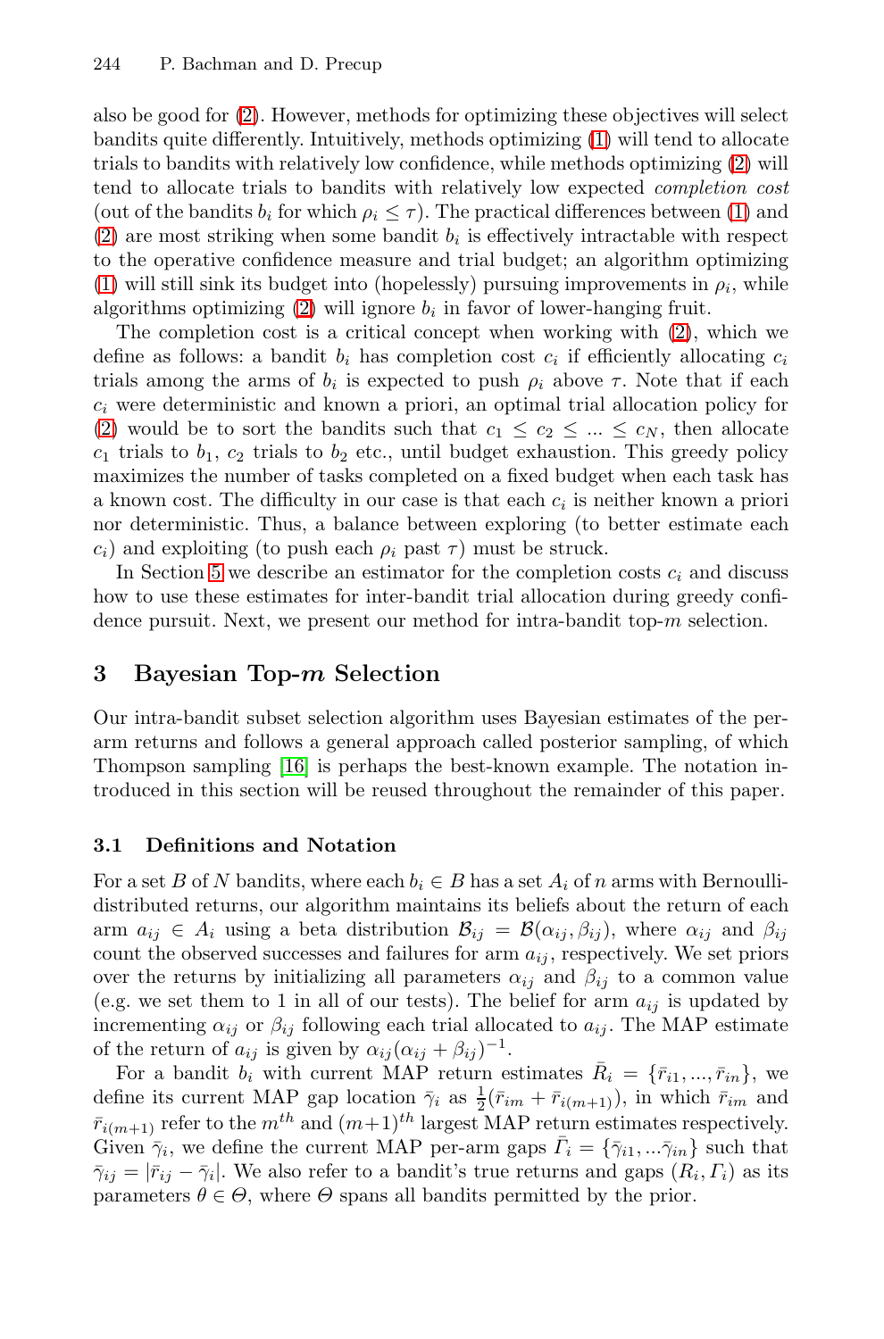also be good for (2). However, methods for optimizing these objectives will select bandits quite differently. Intuitively, methods optimizing (1) will tend to allocate trials to bandits with relatively low confidence, while methods optimizing (2) will tend to allocate trials to bandits with relatively low expected *completion cost* (out of the bandits $b_i$ for which $\rho_i \leq \tau$). The practical differences between (1) and (2) are most striking when some bandit $b_i$ is effectively intractable with respect to the operative confidence measure and trial budget; an algorithm optimizing (1) will still sink its budget into (hopelessly) pursuing improvements in $\rho_i$, while algorithms optimizing (2) will ignore $b_i$ in favor of lower-hanging fruit.

The completion cost is a critical concept when working with (2), which we define as follows: a bandit $b_i$ has completion cost $c_i$ if efficiently allocating $c_i$ trials among the arms of $b_i$ is expected to push $\rho_i$ above $\tau$. Note that if each $c_i$ were deterministic and known a priori, an optimal trial allocation policy for (2) would be to sort the bandits such that $c_1 \leq c_2 \leq ... \leq c_N$, then allocate $c_1$ trials to $b_1$, $c_2$ trials to $b_2$ etc., until budget exhaustion. This greedy policy maximizes the number of tasks completed on a fixed budget when each task has a known cost. The difficulty in our case is that each $c_i$ is neither known a priori nor deterministic. Thus, a balance between exploring (to better estimate each $c_i$) and exploiting (to push each $\rho_i$ past $\tau$) must be struck.

In Section 5 we describe an estimator for the completion costs $c_i$ and discuss how to use these estimates for inter-bandit trial allocation during greedy confidence pursuit. Next, we present our method for intra-bandit top-$m$ selection.

## 3 Bayesian Top-$m$ Selection

Our intra-bandit subset selection algorithm uses Bayesian estimates of the per-arm returns and follows a general approach called posterior sampling, of which Thompson sampling [16] is perhaps the best-known example. The notation introduced in this section will be reused throughout the remainder of this paper.

### 3.1 Definitions and Notation

For a set $B$ of $N$ bandits, where each $b_i \in B$ has a set $A_i$ of $n$ arms with Bernoulli-distributed returns, our algorithm maintains its beliefs about the return of each arm $a_{ij} \in A_i$ using a beta distribution $\mathcal{B}_{ij} = \mathcal{B}(\alpha_{ij}, \beta_{ij})$, where $\alpha_{ij}$ and $\beta_{ij}$ count the observed successes and failures for arm $a_{ij}$, respectively. We set priors over the returns by initializing all parameters $\alpha_{ij}$ and $\beta_{ij}$ to a common value (e.g. we set them to 1 in all of our tests). The belief for arm $a_{ij}$ is updated by incrementing $\alpha_{ij}$ or $\beta_{ij}$ following each trial allocated to $a_{ij}$. The MAP estimate of the return of $a_{ij}$ is given by $\alpha_{ij}(\alpha_{ij} + \beta_{ij})^{-1}$.

For a bandit $b_i$ with current MAP return estimates $\bar{R}_i = \{\bar{r}_{i1}, ..., \bar{r}_{in}\}$, we define its current MAP gap location $\bar{\gamma}_i$ as $\frac{1}{2}(\bar{r}_{im} + \bar{r}_{i(m+1)})$, in which $\bar{r}_{im}$ and $\bar{r}_{i(m+1)}$ refer to the $m^{th}$ and $(m+1)^{th}$ largest MAP return estimates respectively. Given $\bar{\gamma}_i$, we define the current MAP per-arm gaps $\bar{\Gamma}_i = \{\bar{\gamma}_{i1}, ...\bar{\gamma}_{in}\}$ such that $\bar{\gamma}_{ij} = |\bar{r}_{ij} - \bar{\gamma}_i|$. We also refer to a bandit's true returns and gaps $(R_i, \Gamma_i)$ as its parameters $\theta \in \Theta$, where $\Theta$ spans all bandits permitted by the prior.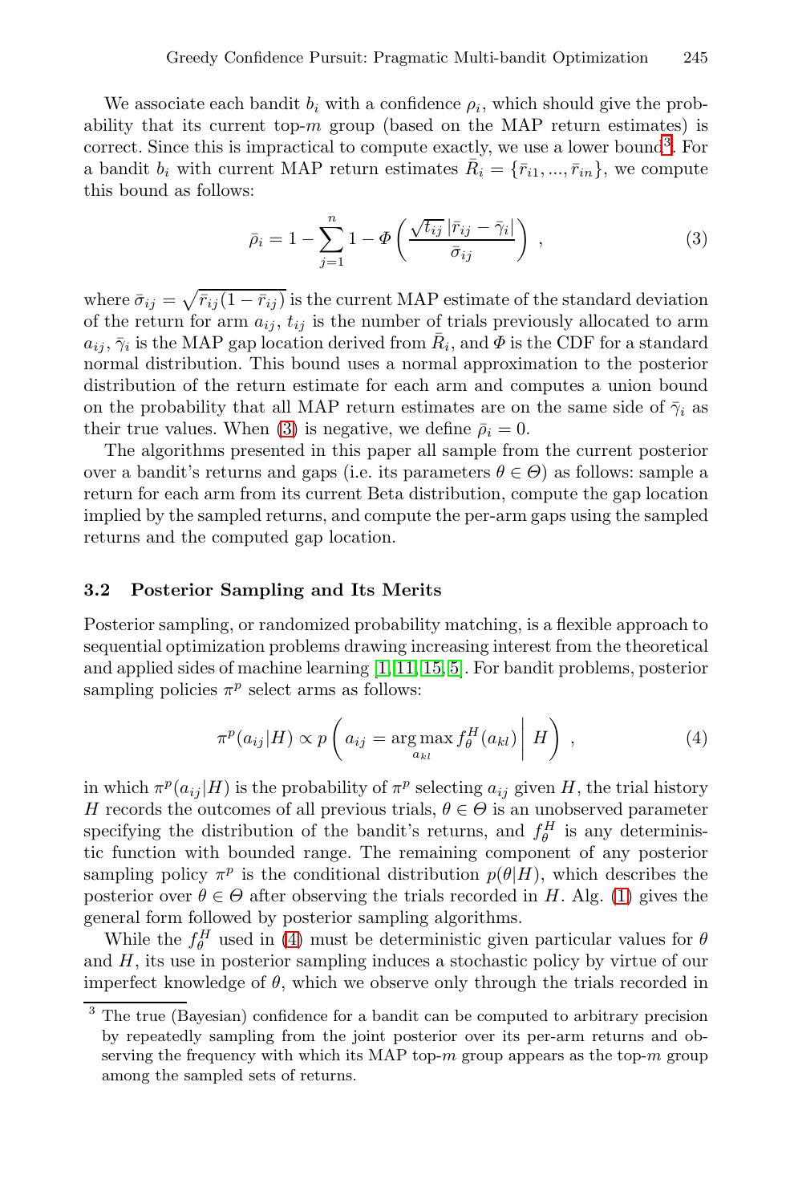We associate each bandit $b_i$ with a confidence $\rho_i$, which should give the probability that its current top-$m$ group (based on the MAP return estimates) is correct. Since this is impractical to compute exactly, we use a lower bound[3]. For a bandit $b_i$ with current MAP return estimates $\bar{R}_i = \{\bar{r}_{i1}, ..., \bar{r}_{in}\}$, we compute this bound as follows:

$$\bar{\rho}_i = 1 - \sum_{j=1}^{n} 1 - \Phi\left(\frac{\sqrt{t_{ij}}\,|\bar{r}_{ij} - \bar{\gamma}_i|}{\bar{\sigma}_{ij}}\right) \,, \tag{3}$$

where $\bar{\sigma}_{ij} = \sqrt{\bar{r}_{ij}(1-\bar{r}_{ij})}$ is the current MAP estimate of the standard deviation of the return for arm $a_{ij}$, $t_{ij}$ is the number of trials previously allocated to arm $a_{ij}$, $\bar{\gamma}_i$ is the MAP gap location derived from $\bar{R}_i$, and $\Phi$ is the CDF for a standard normal distribution. This bound uses a normal approximation to the posterior distribution of the return estimate for each arm and computes a union bound on the probability that all MAP return estimates are on the same side of $\bar{\gamma}_i$ as their true values. When (3) is negative, we define $\bar{\rho}_i = 0$.

The algorithms presented in this paper all sample from the current posterior over a bandit's returns and gaps (i.e. its parameters $\theta \in \Theta$) as follows: sample a return for each arm from its current Beta distribution, compute the gap location implied by the sampled returns, and compute the per-arm gaps using the sampled returns and the computed gap location.

### 3.2 Posterior Sampling and Its Merits

Posterior sampling, or randomized probability matching, is a flexible approach to sequential optimization problems drawing increasing interest from the theoretical and applied sides of machine learning [1, 11, 15, 5]. For bandit problems, posterior sampling policies $\pi^p$ select arms as follows:

$$\pi^p(a_{ij}|H) \propto p\left(a_{ij} = \underset{a_{kl}}{\arg\max}\, f^H_\theta(a_{kl}) \,\middle|\, H\right) \,, \tag{4}$$

in which $\pi^p(a_{ij}|H)$ is the probability of $\pi^p$ selecting $a_{ij}$ given $H$, the trial history $H$ records the outcomes of all previous trials, $\theta \in \Theta$ is an unobserved parameter specifying the distribution of the bandit's returns, and $f^H_\theta$ is any deterministic function with bounded range. The remaining component of any posterior sampling policy $\pi^p$ is the conditional distribution $p(\theta|H)$, which describes the posterior over $\theta \in \Theta$ after observing the trials recorded in $H$. Alg. (1) gives the general form followed by posterior sampling algorithms.

While the $f^H_\theta$ used in (4) must be deterministic given particular values for $\theta$ and $H$, its use in posterior sampling induces a stochastic policy by virtue of our imperfect knowledge of $\theta$, which we observe only through the trials recorded in

[3] The true (Bayesian) confidence for a bandit can be computed to arbitrary precision by repeatedly sampling from the joint posterior over its per-arm returns and observing the frequency with which its MAP top-$m$ group appears as the top-$m$ group among the sampled sets of returns.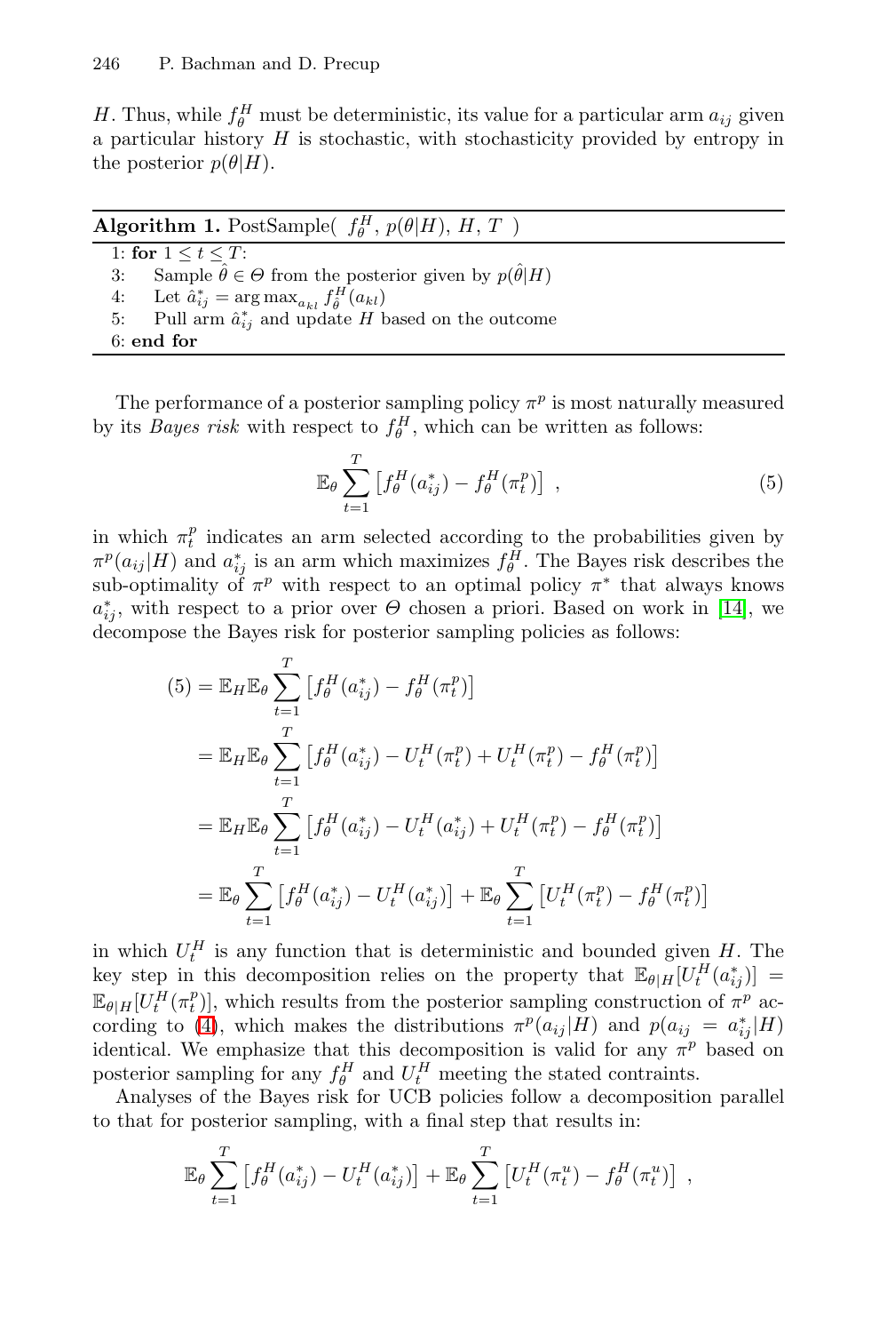$H$. Thus, while $f_\theta^H$ must be deterministic, its value for a particular arm $a_{ij}$ given a particular history $H$ is stochastic, with stochasticity provided by entropy in the posterior $p(\theta|H)$.

**Algorithm 1.** PostSample( $f_\theta^H$, $p(\theta|H)$, $H$, $T$ )

```
1: for 1 ≤ t ≤ T:
3:     Sample θ̂ ∈ Θ from the posterior given by p(θ̂|H)
4:     Let â*_ij = arg max_{a_kl} f^H_θ̂(a_kl)
5:     Pull arm â*_ij and update H based on the outcome
6: end for
```

The performance of a posterior sampling policy $\pi^p$ is most naturally measured by its *Bayes risk* with respect to $f_\theta^H$, which can be written as follows:

$$\mathbb{E}_\theta \sum_{t=1}^{T} \left[ f_\theta^H(a_{ij}^*) - f_\theta^H(\pi_t^p) \right] \ , \tag{5}$$

in which $\pi_t^p$ indicates an arm selected according to the probabilities given by $\pi^p(a_{ij}|H)$ and $a_{ij}^*$ is an arm which maximizes $f_\theta^H$. The Bayes risk describes the sub-optimality of $\pi^p$ with respect to an optimal policy $\pi^*$ that always knows $a_{ij}^*$, with respect to a prior over $\Theta$ chosen a priori. Based on work in [14], we decompose the Bayes risk for posterior sampling policies as follows:

$$\begin{aligned}
(5) &= \mathbb{E}_H \mathbb{E}_\theta \sum_{t=1}^{T} \left[ f_\theta^H(a_{ij}^*) - f_\theta^H(\pi_t^p) \right] \\
&= \mathbb{E}_H \mathbb{E}_\theta \sum_{t=1}^{T} \left[ f_\theta^H(a_{ij}^*) - U_t^H(\pi_t^p) + U_t^H(\pi_t^p) - f_\theta^H(\pi_t^p) \right] \\
&= \mathbb{E}_H \mathbb{E}_\theta \sum_{t=1}^{T} \left[ f_\theta^H(a_{ij}^*) - U_t^H(a_{ij}^*) + U_t^H(\pi_t^p) - f_\theta^H(\pi_t^p) \right] \\
&= \mathbb{E}_\theta \sum_{t=1}^{T} \left[ f_\theta^H(a_{ij}^*) - U_t^H(a_{ij}^*) \right] + \mathbb{E}_\theta \sum_{t=1}^{T} \left[ U_t^H(\pi_t^p) - f_\theta^H(\pi_t^p) \right]
\end{aligned}$$

in which $U_t^H$ is any function that is deterministic and bounded given $H$. The key step in this decomposition relies on the property that $\mathbb{E}_{\theta|H}[U_t^H(a_{ij}^*)] = \mathbb{E}_{\theta|H}[U_t^H(\pi_t^p)]$, which results from the posterior sampling construction of $\pi^p$ according to (4), which makes the distributions $\pi^p(a_{ij}|H)$ and $p(a_{ij} = a_{ij}^*|H)$ identical. We emphasize that this decomposition is valid for any $\pi^p$ based on posterior sampling for any $f_\theta^H$ and $U_t^H$ meeting the stated contraints.

Analyses of the Bayes risk for UCB policies follow a decomposition parallel to that for posterior sampling, with a final step that results in:

$$\mathbb{E}_\theta \sum_{t=1}^{T} \left[ f_\theta^H(a_{ij}^*) - U_t^H(a_{ij}^*) \right] + \mathbb{E}_\theta \sum_{t=1}^{T} \left[ U_t^H(\pi_t^u) - f_\theta^H(\pi_t^u) \right] \ ,$$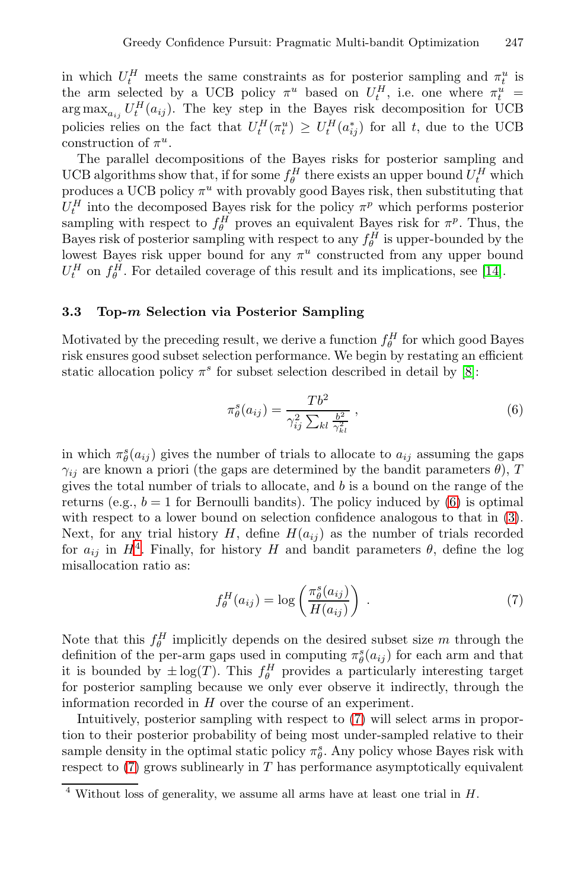in which $U_t^H$ meets the same constraints as for posterior sampling and $\pi_t^u$ is the arm selected by a UCB policy $\pi^u$ based on $U_t^H$, i.e. one where $\pi_t^u = \arg\max_{a_{ij}} U_t^H(a_{ij})$. The key step in the Bayes risk decomposition for UCB policies relies on the fact that $U_t^H(\pi_t^u) \geq U_t^H(a_{ij}^*)$ for all $t$, due to the UCB construction of $\pi^u$.

The parallel decompositions of the Bayes risks for posterior sampling and UCB algorithms show that, if for some $f_\theta^H$ there exists an upper bound $U_t^H$ which produces a UCB policy $\pi^u$ with provably good Bayes risk, then substituting that $U_t^H$ into the decomposed Bayes risk for the policy $\pi^p$ which performs posterior sampling with respect to $f_\theta^H$ proves an equivalent Bayes risk for $\pi^p$. Thus, the Bayes risk of posterior sampling with respect to any $f_\theta^H$ is upper-bounded by the lowest Bayes risk upper bound for any $\pi^u$ constructed from any upper bound $U_t^H$ on $f_\theta^H$. For detailed coverage of this result and its implications, see [14].

### 3.3 Top-$m$ Selection via Posterior Sampling

Motivated by the preceding result, we derive a function $f_\theta^H$ for which good Bayes risk ensures good subset selection performance. We begin by restating an efficient static allocation policy $\pi^s$ for subset selection described in detail by [8]:

$$\pi_\theta^s(a_{ij}) = \frac{Tb^2}{\gamma_{ij}^2 \sum_{kl} \frac{b^2}{\gamma_{kl}^2}} \,, \tag{6}$$

in which $\pi_\theta^s(a_{ij})$ gives the number of trials to allocate to $a_{ij}$ assuming the gaps $\gamma_{ij}$ are known a priori (the gaps are determined by the bandit parameters $\theta$), $T$ gives the total number of trials to allocate, and $b$ is a bound on the range of the returns (e.g., $b = 1$ for Bernoulli bandits). The policy induced by (6) is optimal with respect to a lower bound on selection confidence analogous to that in (3). Next, for any trial history $H$, define $H(a_{ij})$ as the number of trials recorded for $a_{ij}$ in $H$[4]. Finally, for history $H$ and bandit parameters $\theta$, define the log misallocation ratio as:

$$f_\theta^H(a_{ij}) = \log\left(\frac{\pi_\theta^s(a_{ij})}{H(a_{ij})}\right) \,. \tag{7}$$

Note that this $f_\theta^H$ implicitly depends on the desired subset size $m$ through the definition of the per-arm gaps used in computing $\pi_\theta^s(a_{ij})$ for each arm and that it is bounded by $\pm\log(T)$. This $f_\theta^H$ provides a particularly interesting target for posterior sampling because we only ever observe it indirectly, through the information recorded in $H$ over the course of an experiment.

Intuitively, posterior sampling with respect to (7) will select arms in proportion to their posterior probability of being most under-sampled relative to their sample density in the optimal static policy $\pi_\theta^s$. Any policy whose Bayes risk with respect to (7) grows sublinearly in $T$ has performance asymptotically equivalent

[4] Without loss of generality, we assume all arms have at least one trial in $H$.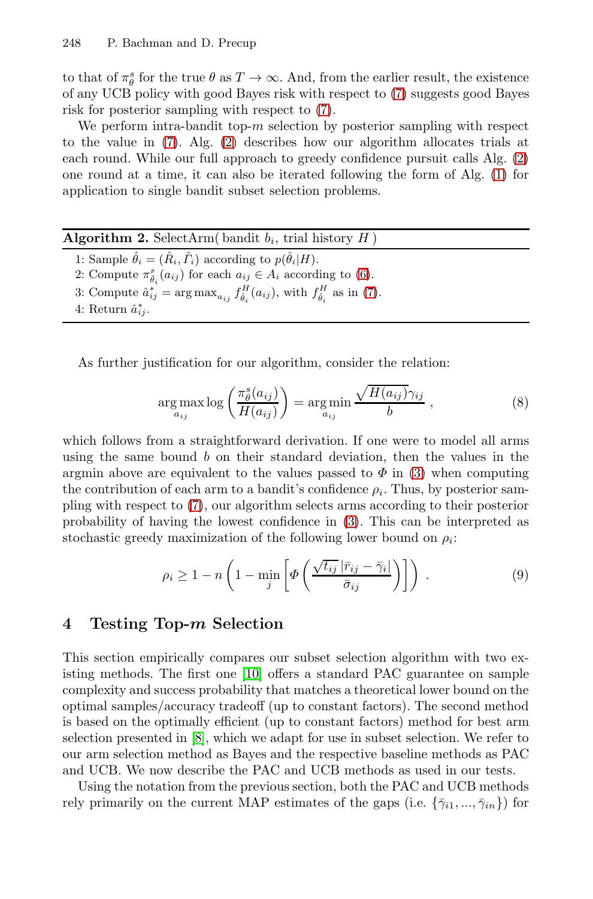to that of $\pi^s_\theta$ for the true $\theta$ as $T \to \infty$. And, from the earlier result, the existence of any UCB policy with good Bayes risk with respect to (7) suggests good Bayes risk for posterior sampling with respect to (7).

We perform intra-bandit top-$m$ selection by posterior sampling with respect to the value in (7). Alg. (2) describes how our algorithm allocates trials at each round. While our full approach to greedy confidence pursuit calls Alg. (2) one round at a time, it can also be iterated following the form of Alg. (1) for application to single bandit subset selection problems.

**Algorithm 2.** SelectArm( bandit $b_i$, trial history $H$ )

1: Sample $\hat{\theta}_i = (\hat{R}_i, \hat{\Gamma}_i)$ according to $p(\hat{\theta}_i|H)$.
2: Compute $\pi^s_{\hat{\theta}_i}(a_{ij})$ for each $a_{ij} \in A_i$ according to (6).
3: Compute $\hat{a}^*_{ij} = \arg\max_{a_{ij}} f^H_{\hat{\theta}_i}(a_{ij})$, with $f^H_{\hat{\theta}_i}$ as in (7).
4: Return $\hat{a}^*_{ij}$.

As further justification for our algorithm, consider the relation:

$$\arg\max_{a_{ij}} \log\left(\frac{\pi^s_\theta(a_{ij})}{H(a_{ij})}\right) = \arg\min_{a_{ij}} \frac{\sqrt{H(a_{ij})}\gamma_{ij}}{b} , \tag{8}$$

which follows from a straightforward derivation. If one were to model all arms using the same bound $b$ on their standard deviation, then the values in the argmin above are equivalent to the values passed to $\Phi$ in (3) when computing the contribution of each arm to a bandit's confidence $\rho_i$. Thus, by posterior sampling with respect to (7), our algorithm selects arms according to their posterior probability of having the lowest confidence in (3). This can be interpreted as stochastic greedy maximization of the following lower bound on $\rho_i$:

$$\rho_i \geq 1 - n\left(1 - \min_j\left[\Phi\left(\frac{\sqrt{t_{ij}}\,|\bar{r}_{ij} - \bar{\gamma}_i|}{\bar{\sigma}_{ij}}\right)\right]\right) . \tag{9}$$

## 4 Testing Top-$m$ Selection

This section empirically compares our subset selection algorithm with two existing methods. The first one [10] offers a standard PAC guarantee on sample complexity and success probability that matches a theoretical lower bound on the optimal samples/accuracy tradeoff (up to constant factors). The second method is based on the optimally efficient (up to constant factors) method for best arm selection presented in [8], which we adapt for use in subset selection. We refer to our arm selection method as Bayes and the respective baseline methods as PAC and UCB. We now describe the PAC and UCB methods as used in our tests.

Using the notation from the previous section, both the PAC and UCB methods rely primarily on the current MAP estimates of the gaps (i.e. $\{\bar{\gamma}_{i1}, ..., \bar{\gamma}_{in}\}$) for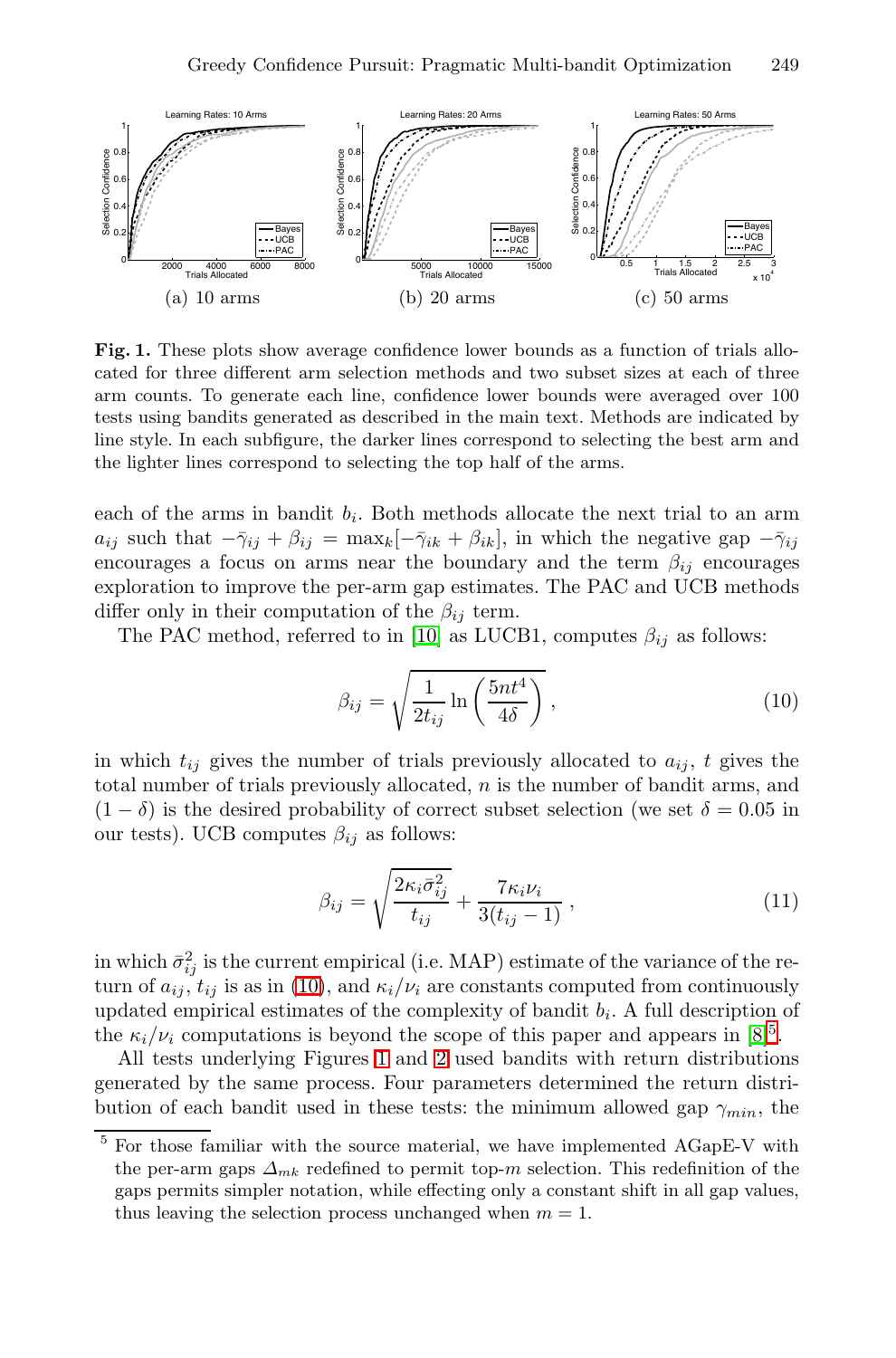(a) 10 arms (b) 20 arms (c) 50 arms

**Fig. 1.** These plots show average confidence lower bounds as a function of trials allocated for three different arm selection methods and two subset sizes at each of three arm counts. To generate each line, confidence lower bounds were averaged over 100 tests using bandits generated as described in the main text. Methods are indicated by line style. In each subfigure, the darker lines correspond to selecting the best arm and the lighter lines correspond to selecting the top half of the arms.

each of the arms in bandit $b_i$. Both methods allocate the next trial to an arm $a_{ij}$ such that $-\bar{\gamma}_{ij} + \beta_{ij} = \max_k[-\bar{\gamma}_{ik} + \beta_{ik}]$, in which the negative gap $-\bar{\gamma}_{ij}$ encourages a focus on arms near the boundary and the term $\beta_{ij}$ encourages exploration to improve the per-arm gap estimates. The PAC and UCB methods differ only in their computation of the $\beta_{ij}$ term.

The PAC method, referred to in [10] as LUCB1, computes $\beta_{ij}$ as follows:

$$\beta_{ij} = \sqrt{\frac{1}{2t_{ij}} \ln\left(\frac{5nt^4}{4\delta}\right)}, \tag{10}$$

in which $t_{ij}$ gives the number of trials previously allocated to $a_{ij}$, $t$ gives the total number of trials previously allocated, $n$ is the number of bandit arms, and $(1 - \delta)$ is the desired probability of correct subset selection (we set $\delta = 0.05$ in our tests). UCB computes $\beta_{ij}$ as follows:

$$\beta_{ij} = \sqrt{\frac{2\kappa_i \bar{\sigma}_{ij}^2}{t_{ij}}} + \frac{7\kappa_i \nu_i}{3(t_{ij} - 1)}, \tag{11}$$

in which $\bar{\sigma}_{ij}^2$ is the current empirical (i.e. MAP) estimate of the variance of the return of $a_{ij}$, $t_{ij}$ is as in (10), and $\kappa_i/\nu_i$ are constants computed from continuously updated empirical estimates of the complexity of bandit $b_i$. A full description of the $\kappa_i/\nu_i$ computations is beyond the scope of this paper and appears in [8][5].

All tests underlying Figures 1 and 2 used bandits with return distributions generated by the same process. Four parameters determined the return distribution of each bandit used in these tests: the minimum allowed gap $\gamma_{min}$, the

[5] For those familiar with the source material, we have implemented AGapE-V with the per-arm gaps $\Delta_{mk}$ redefined to permit top-$m$ selection. This redefinition of the gaps permits simpler notation, while effecting only a constant shift in all gap values, thus leaving the selection process unchanged when $m = 1$.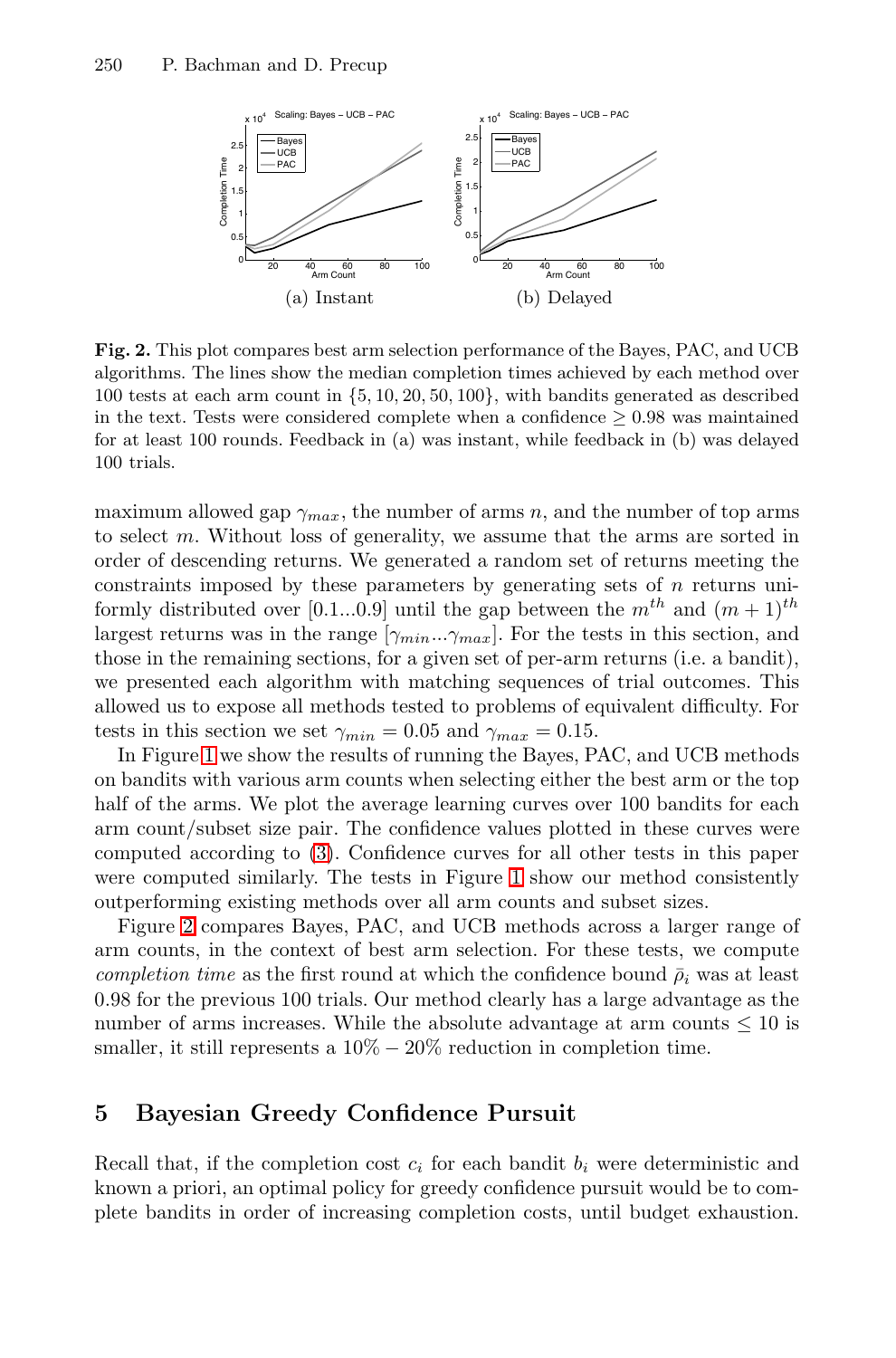(a) Instant

(b) Delayed

**Fig. 2.** This plot compares best arm selection performance of the Bayes, PAC, and UCB algorithms. The lines show the median completion times achieved by each method over 100 tests at each arm count in $\{5, 10, 20, 50, 100\}$, with bandits generated as described in the text. Tests were considered complete when a confidence $\geq 0.98$ was maintained for at least 100 rounds. Feedback in (a) was instant, while feedback in (b) was delayed 100 trials.

maximum allowed gap $\gamma_{max}$, the number of arms $n$, and the number of top arms to select $m$. Without loss of generality, we assume that the arms are sorted in order of descending returns. We generated a random set of returns meeting the constraints imposed by these parameters by generating sets of $n$ returns uniformly distributed over $[0.1...0.9]$ until the gap between the $m^{th}$ and $(m+1)^{th}$ largest returns was in the range $[\gamma_{min}...\gamma_{max}]$. For the tests in this section, and those in the remaining sections, for a given set of per-arm returns (i.e. a bandit), we presented each algorithm with matching sequences of trial outcomes. This allowed us to expose all methods tested to problems of equivalent difficulty. For tests in this section we set $\gamma_{min} = 0.05$ and $\gamma_{max} = 0.15$.

In Figure 1 we show the results of running the Bayes, PAC, and UCB methods on bandits with various arm counts when selecting either the best arm or the top half of the arms. We plot the average learning curves over 100 bandits for each arm count/subset size pair. The confidence values plotted in these curves were computed according to (3). Confidence curves for all other tests in this paper were computed similarly. The tests in Figure 1 show our method consistently outperforming existing methods over all arm counts and subset sizes.

Figure 2 compares Bayes, PAC, and UCB methods across a larger range of arm counts, in the context of best arm selection. For these tests, we compute *completion time* as the first round at which the confidence bound $\bar{\rho}_i$ was at least 0.98 for the previous 100 trials. Our method clearly has a large advantage as the number of arms increases. While the absolute advantage at arm counts $\leq 10$ is smaller, it still represents a $10\% - 20\%$ reduction in completion time.

## 5 Bayesian Greedy Confidence Pursuit

Recall that, if the completion cost $c_i$ for each bandit $b_i$ were deterministic and known a priori, an optimal policy for greedy confidence pursuit would be to complete bandits in order of increasing completion costs, until budget exhaustion.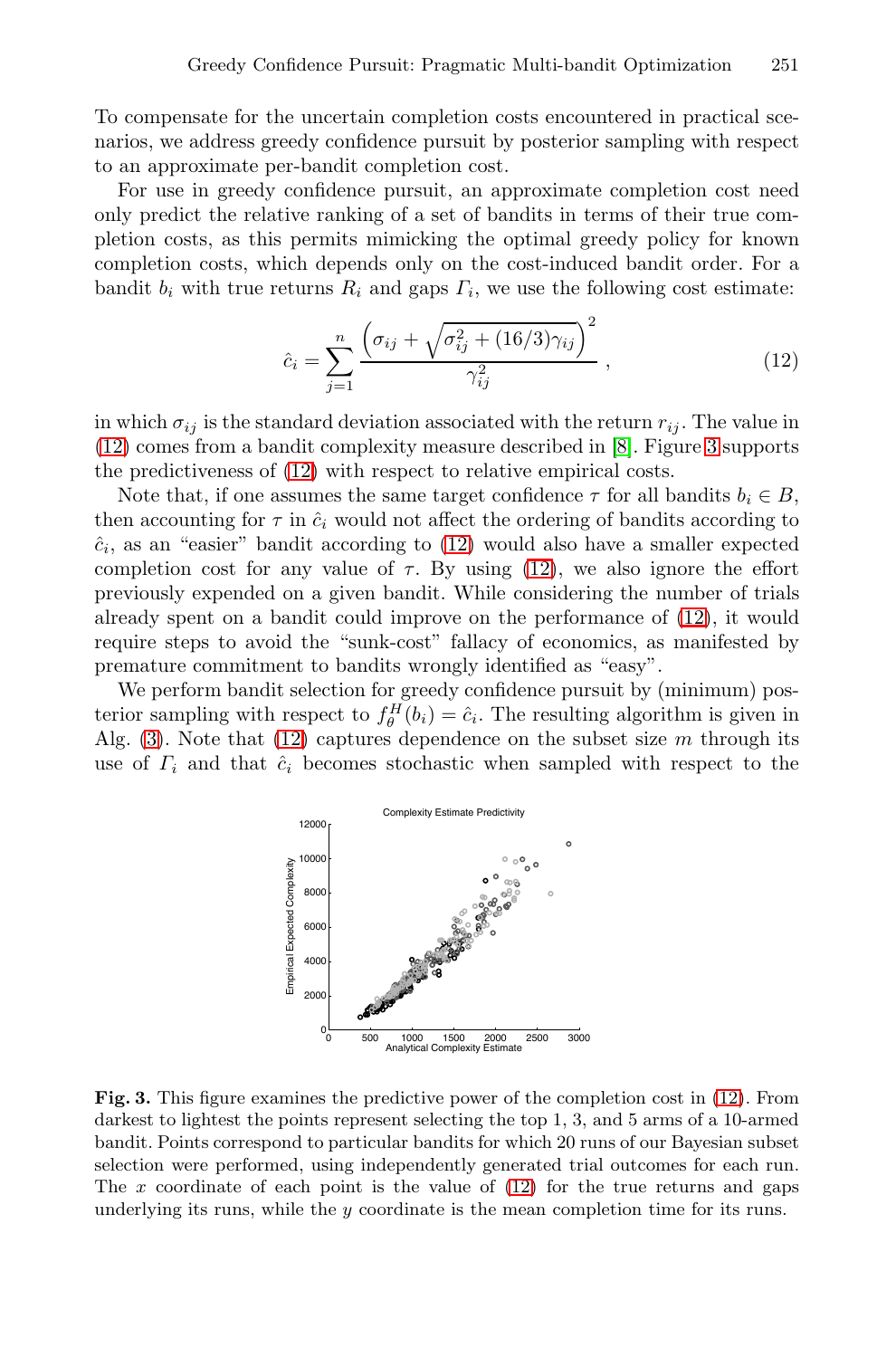To compensate for the uncertain completion costs encountered in practical scenarios, we address greedy confidence pursuit by posterior sampling with respect to an approximate per-bandit completion cost.

For use in greedy confidence pursuit, an approximate completion cost need only predict the relative ranking of a set of bandits in terms of their true completion costs, as this permits mimicking the optimal greedy policy for known completion costs, which depends only on the cost-induced bandit order. For a bandit $b_i$ with true returns $R_i$ and gaps $\Gamma_i$, we use the following cost estimate:

$$\hat{c}_i = \sum_{j=1}^{n} \frac{\left(\sigma_{ij} + \sqrt{\sigma_{ij}^2 + (16/3)\gamma_{ij}}\right)^2}{\gamma_{ij}^2}, \tag{12}$$

in which $\sigma_{ij}$ is the standard deviation associated with the return $r_{ij}$. The value in (12) comes from a bandit complexity measure described in [8]. Figure 3 supports the predictiveness of (12) with respect to relative empirical costs.

Note that, if one assumes the same target confidence $\tau$ for all bandits $b_i \in B$, then accounting for $\tau$ in $\hat{c}_i$ would not affect the ordering of bandits according to $\hat{c}_i$, as an "easier" bandit according to (12) would also have a smaller expected completion cost for any value of $\tau$. By using (12), we also ignore the effort previously expended on a given bandit. While considering the number of trials already spent on a bandit could improve on the performance of (12), it would require steps to avoid the "sunk-cost" fallacy of economics, as manifested by premature commitment to bandits wrongly identified as "easy".

We perform bandit selection for greedy confidence pursuit by (minimum) posterior sampling with respect to $f_\theta^H(b_i) = \hat{c}_i$. The resulting algorithm is given in Alg. (3). Note that (12) captures dependence on the subset size $m$ through its use of $\Gamma_i$ and that $\hat{c}_i$ becomes stochastic when sampled with respect to the

**Fig. 3.** This figure examines the predictive power of the completion cost in (12). From darkest to lightest the points represent selecting the top 1, 3, and 5 arms of a 10-armed bandit. Points correspond to particular bandits for which 20 runs of our Bayesian subset selection were performed, using independently generated trial outcomes for each run. The $x$ coordinate of each point is the value of (12) for the true returns and gaps underlying its runs, while the $y$ coordinate is the mean completion time for its runs.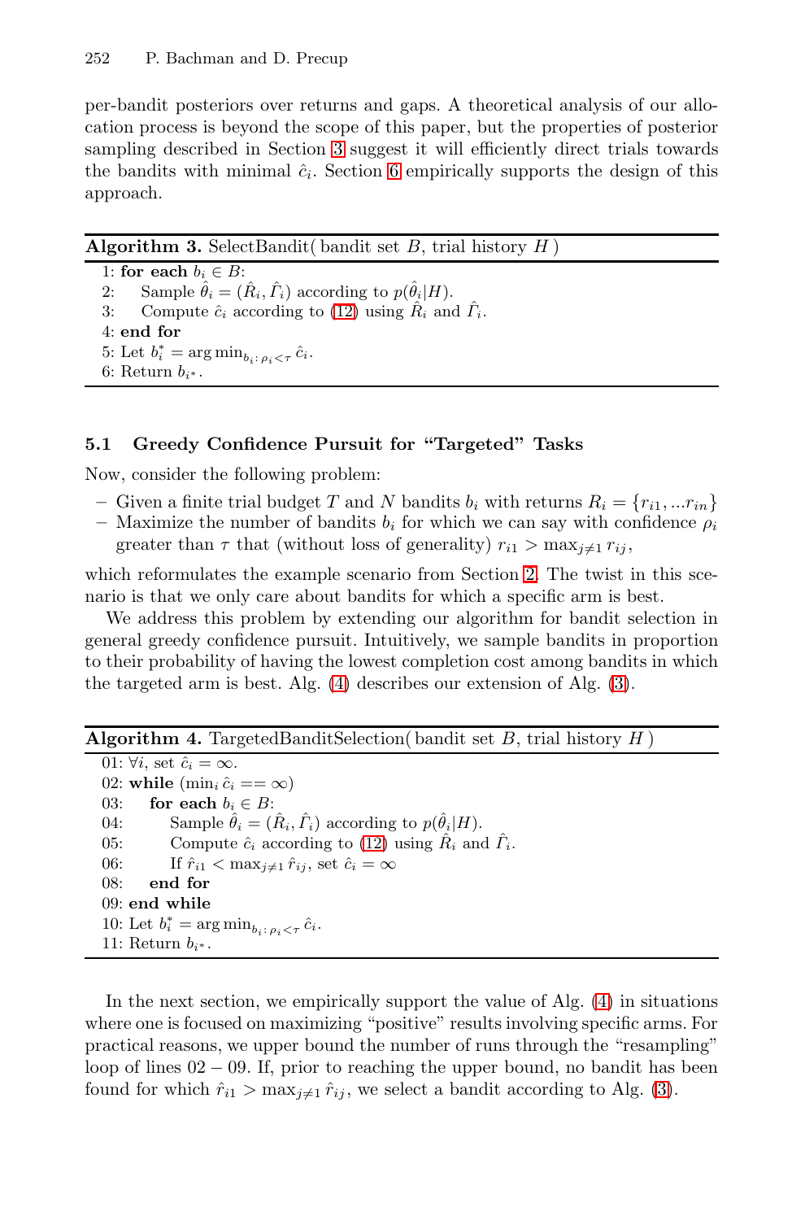per-bandit posteriors over returns and gaps. A theoretical analysis of our allocation process is beyond the scope of this paper, but the properties of posterior sampling described in Section 3 suggest it will efficiently direct trials towards the bandits with minimal $\hat{c}_i$. Section 6 empirically supports the design of this approach.

**Algorithm 3.** SelectBandit( bandit set $B$, trial history $H$ )

```
1: for each b_i ∈ B:
2:     Sample θ̂_i = (R̂_i, Γ̂_i) according to p(θ̂_i|H).
3:     Compute ĉ_i according to (12) using R̂_i and Γ̂_i.
4: end for
5: Let b_i^* = arg min_{b_i: ρ_i < τ} ĉ_i.
6: Return b_{i*}.
```

### 5.1 Greedy Confidence Pursuit for "Targeted" Tasks

Now, consider the following problem:

- Given a finite trial budget $T$ and $N$ bandits $b_i$ with returns $R_i = \{r_{i1}, ...r_{in}\}$
- Maximize the number of bandits $b_i$ for which we can say with confidence $\rho_i$ greater than $\tau$ that (without loss of generality) $r_{i1} > \max_{j \neq 1} r_{ij}$,

which reformulates the example scenario from Section 2. The twist in this scenario is that we only care about bandits for which a specific arm is best.

We address this problem by extending our algorithm for bandit selection in general greedy confidence pursuit. Intuitively, we sample bandits in proportion to their probability of having the lowest completion cost among bandits in which the targeted arm is best. Alg. (4) describes our extension of Alg. (3).

**Algorithm 4.** TargetedBanditSelection( bandit set $B$, trial history $H$ )

```
01: ∀i, set ĉ_i = ∞.
02: while (min_i ĉ_i == ∞)
03:     for each b_i ∈ B:
04:         Sample θ̂_i = (R̂_i, Γ̂_i) according to p(θ̂_i|H).
05:         Compute ĉ_i according to (12) using R̂_i and Γ̂_i.
06:         If r̂_i1 < max_{j≠1} r̂_ij, set ĉ_i = ∞
08:     end for
09: end while
10: Let b_i^* = arg min_{b_i: ρ_i < τ} ĉ_i.
11: Return b_{i*}.
```

In the next section, we empirically support the value of Alg. (4) in situations where one is focused on maximizing "positive" results involving specific arms. For practical reasons, we upper bound the number of runs through the "resampling" loop of lines $02 - 09$. If, prior to reaching the upper bound, no bandit has been found for which $\hat{r}_{i1} > \max_{j \neq 1} \hat{r}_{ij}$, we select a bandit according to Alg. (3).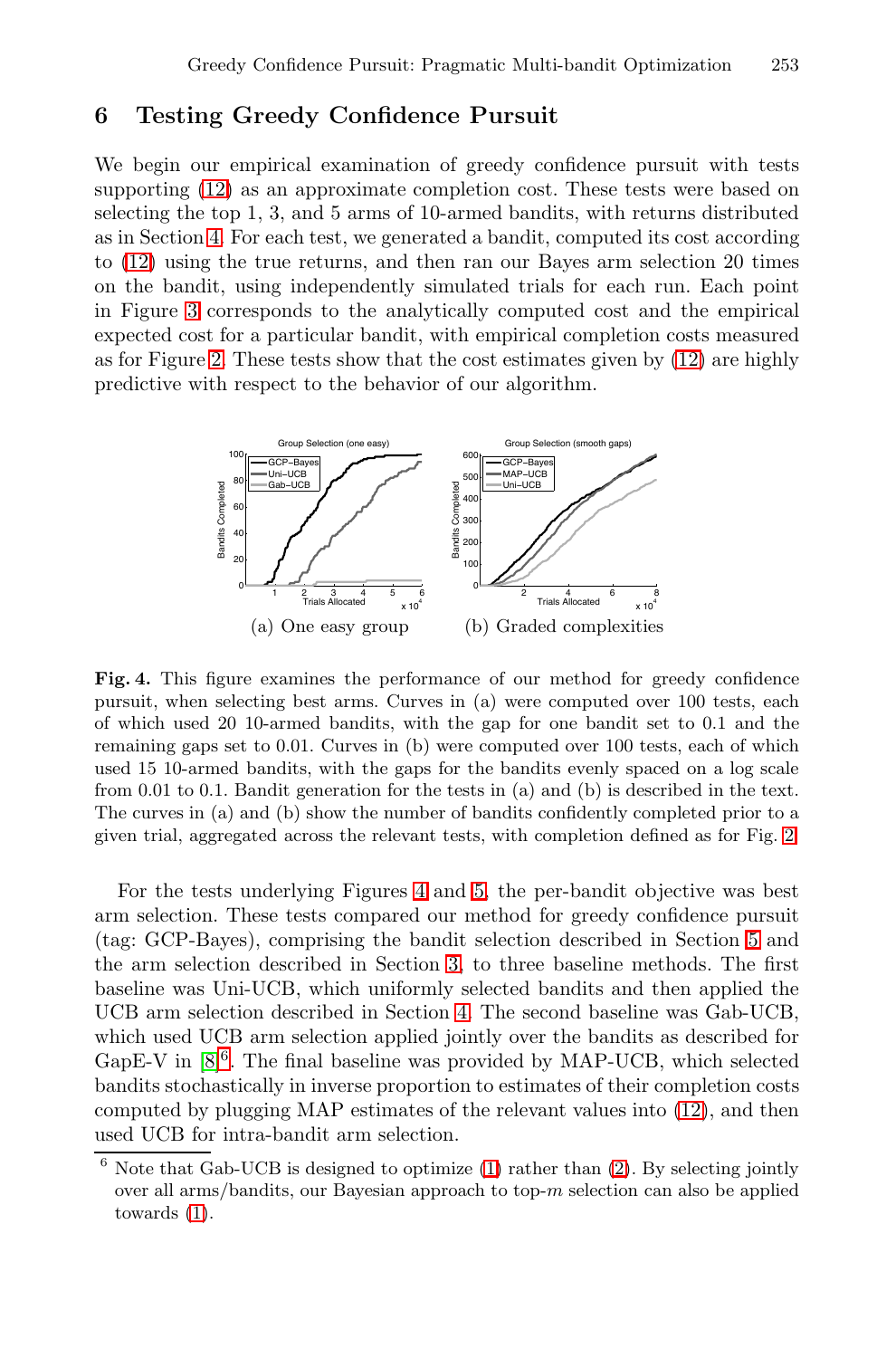## 6 Testing Greedy Confidence Pursuit

We begin our empirical examination of greedy confidence pursuit with tests supporting (12) as an approximate completion cost. These tests were based on selecting the top 1, 3, and 5 arms of 10-armed bandits, with returns distributed as in Section 4. For each test, we generated a bandit, computed its cost according to (12) using the true returns, and then ran our Bayes arm selection 20 times on the bandit, using independently simulated trials for each run. Each point in Figure 3 corresponds to the analytically computed cost and the empirical expected cost for a particular bandit, with empirical completion costs measured as for Figure 2. These tests show that the cost estimates given by (12) are highly predictive with respect to the behavior of our algorithm.

(a) One easy group

(b) Graded complexities

**Fig. 4.** This figure examines the performance of our method for greedy confidence pursuit, when selecting best arms. Curves in (a) were computed over 100 tests, each of which used 20 10-armed bandits, with the gap for one bandit set to 0.1 and the remaining gaps set to 0.01. Curves in (b) were computed over 100 tests, each of which used 15 10-armed bandits, with the gaps for the bandits evenly spaced on a log scale from 0.01 to 0.1. Bandit generation for the tests in (a) and (b) is described in the text. The curves in (a) and (b) show the number of bandits confidently completed prior to a given trial, aggregated across the relevant tests, with completion defined as for Fig. 2.

For the tests underlying Figures 4 and 5, the per-bandit objective was best arm selection. These tests compared our method for greedy confidence pursuit (tag: GCP-Bayes), comprising the bandit selection described in Section 5 and the arm selection described in Section 3, to three baseline methods. The first baseline was Uni-UCB, which uniformly selected bandits and then applied the UCB arm selection described in Section 4. The second baseline was Gab-UCB, which used UCB arm selection applied jointly over the bandits as described for GapE-V in [8][6]. The final baseline was provided by MAP-UCB, which selected bandits stochastically in inverse proportion to estimates of their completion costs computed by plugging MAP estimates of the relevant values into (12), and then used UCB for intra-bandit arm selection.

[6] Note that Gab-UCB is designed to optimize (1) rather than (2). By selecting jointly over all arms/bandits, our Bayesian approach to top-$m$ selection can also be applied towards (1).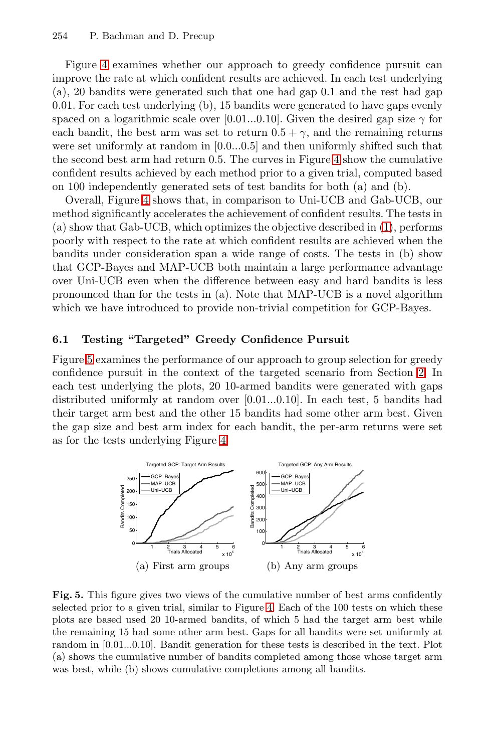Figure 4 examines whether our approach to greedy confidence pursuit can improve the rate at which confident results are achieved. In each test underlying (a), 20 bandits were generated such that one had gap 0.1 and the rest had gap 0.01. For each test underlying (b), 15 bandits were generated to have gaps evenly spaced on a logarithmic scale over [0.01...0.10]. Given the desired gap size $\gamma$ for each bandit, the best arm was set to return $0.5 + \gamma$, and the remaining returns were set uniformly at random in [0.0...0.5] and then uniformly shifted such that the second best arm had return 0.5. The curves in Figure 4 show the cumulative confident results achieved by each method prior to a given trial, computed based on 100 independently generated sets of test bandits for both (a) and (b).

Overall, Figure 4 shows that, in comparison to Uni-UCB and Gab-UCB, our method significantly accelerates the achievement of confident results. The tests in (a) show that Gab-UCB, which optimizes the objective described in (1), performs poorly with respect to the rate at which confident results are achieved when the bandits under consideration span a wide range of costs. The tests in (b) show that GCP-Bayes and MAP-UCB both maintain a large performance advantage over Uni-UCB even when the difference between easy and hard bandits is less pronounced than for the tests in (a). Note that MAP-UCB is a novel algorithm which we have introduced to provide non-trivial competition for GCP-Bayes.

### 6.1 Testing "Targeted" Greedy Confidence Pursuit

Figure 5 examines the performance of our approach to group selection for greedy confidence pursuit in the context of the targeted scenario from Section 2. In each test underlying the plots, 20 10-armed bandits were generated with gaps distributed uniformly at random over [0.01...0.10]. In each test, 5 bandits had their target arm best and the other 15 bandits had some other arm best. Given the gap size and best arm index for each bandit, the per-arm returns were set as for the tests underlying Figure 4.

(a) First arm groups (b) Any arm groups

**Fig. 5.** This figure gives two views of the cumulative number of best arms confidently selected prior to a given trial, similar to Figure 4. Each of the 100 tests on which these plots are based used 20 10-armed bandits, of which 5 had the target arm best while the remaining 15 had some other arm best. Gaps for all bandits were set uniformly at random in [0.01...0.10]. Bandit generation for these tests is described in the text. Plot (a) shows the cumulative number of bandits completed among those whose target arm was best, while (b) shows cumulative completions among all bandits.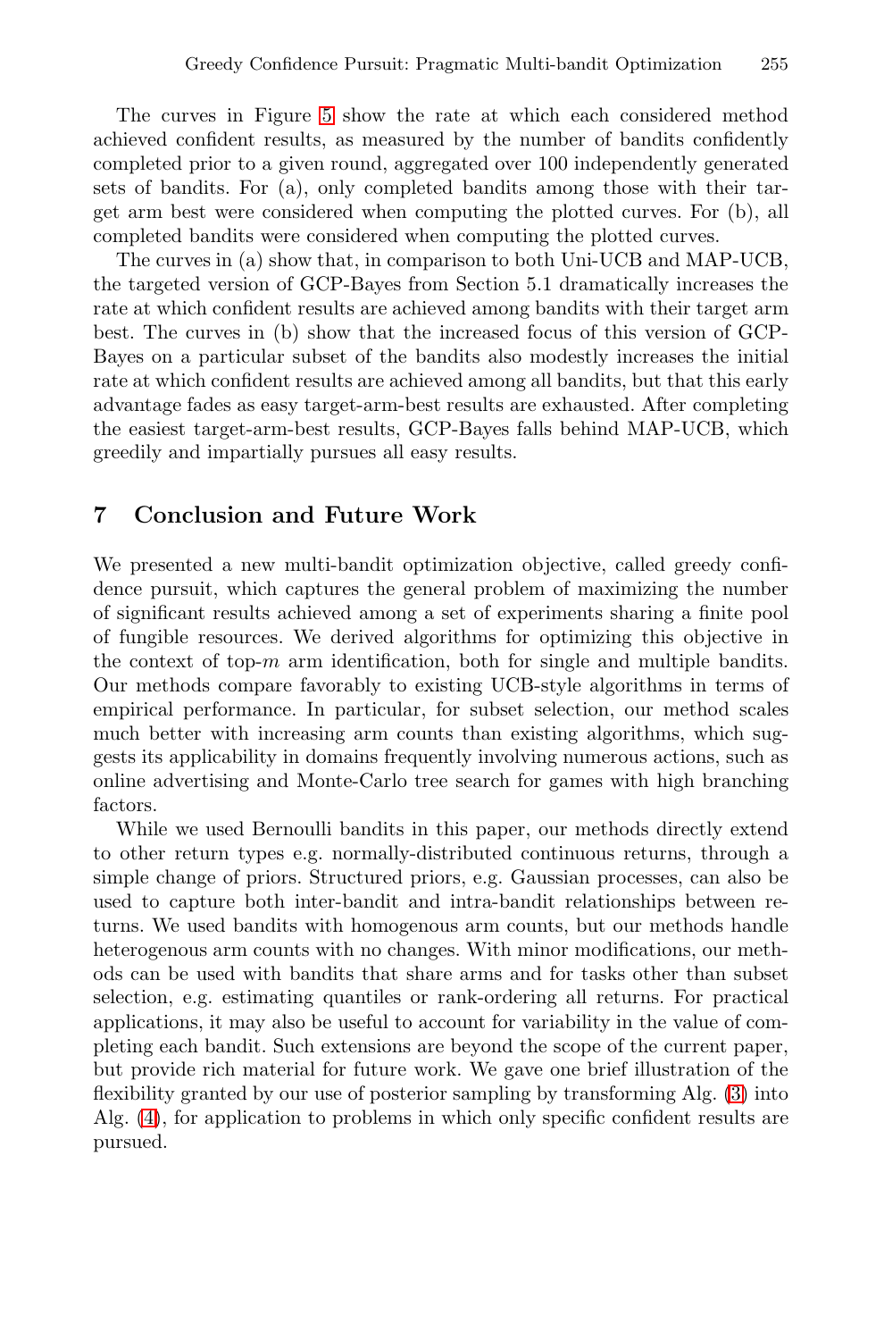The curves in Figure 5 show the rate at which each considered method achieved confident results, as measured by the number of bandits confidently completed prior to a given round, aggregated over 100 independently generated sets of bandits. For (a), only completed bandits among those with their target arm best were considered when computing the plotted curves. For (b), all completed bandits were considered when computing the plotted curves.

The curves in (a) show that, in comparison to both Uni-UCB and MAP-UCB, the targeted version of GCP-Bayes from Section 5.1 dramatically increases the rate at which confident results are achieved among bandits with their target arm best. The curves in (b) show that the increased focus of this version of GCP-Bayes on a particular subset of the bandits also modestly increases the initial rate at which confident results are achieved among all bandits, but that this early advantage fades as easy target-arm-best results are exhausted. After completing the easiest target-arm-best results, GCP-Bayes falls behind MAP-UCB, which greedily and impartially pursues all easy results.

## 7 Conclusion and Future Work

We presented a new multi-bandit optimization objective, called greedy confidence pursuit, which captures the general problem of maximizing the number of significant results achieved among a set of experiments sharing a finite pool of fungible resources. We derived algorithms for optimizing this objective in the context of top-$m$ arm identification, both for single and multiple bandits. Our methods compare favorably to existing UCB-style algorithms in terms of empirical performance. In particular, for subset selection, our method scales much better with increasing arm counts than existing algorithms, which suggests its applicability in domains frequently involving numerous actions, such as online advertising and Monte-Carlo tree search for games with high branching factors.

While we used Bernoulli bandits in this paper, our methods directly extend to other return types e.g. normally-distributed continuous returns, through a simple change of priors. Structured priors, e.g. Gaussian processes, can also be used to capture both inter-bandit and intra-bandit relationships between returns. We used bandits with homogenous arm counts, but our methods handle heterogenous arm counts with no changes. With minor modifications, our methods can be used with bandits that share arms and for tasks other than subset selection, e.g. estimating quantiles or rank-ordering all returns. For practical applications, it may also be useful to account for variability in the value of completing each bandit. Such extensions are beyond the scope of the current paper, but provide rich material for future work. We gave one brief illustration of the flexibility granted by our use of posterior sampling by transforming Alg. (3) into Alg. (4), for application to problems in which only specific confident results are pursued.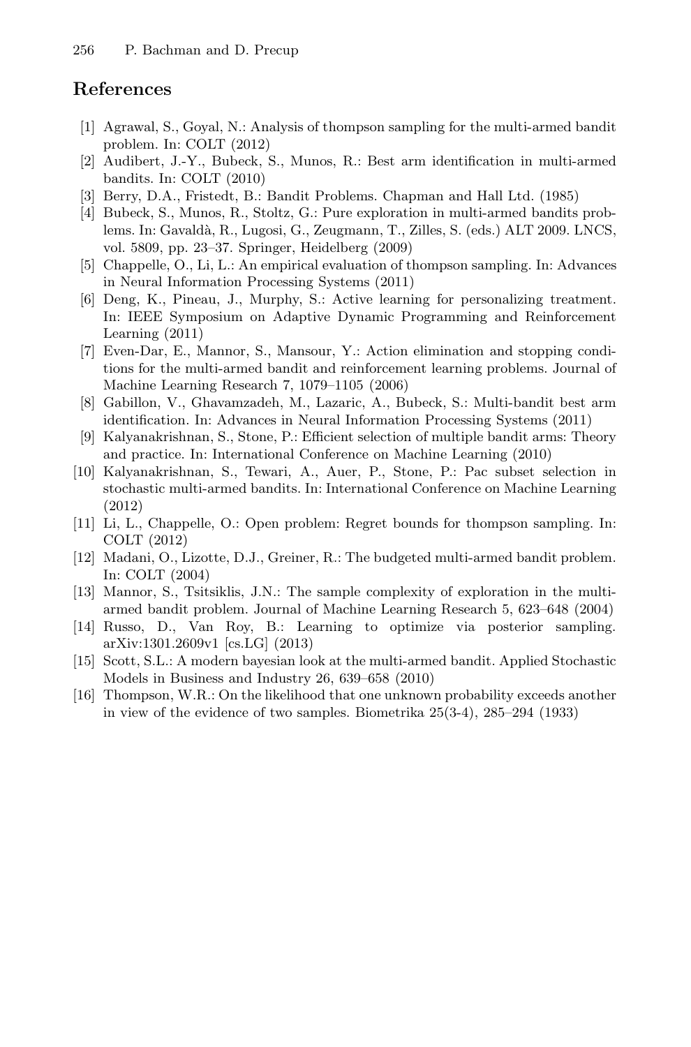## References

1. [1] Agrawal, S., Goyal, N.: Analysis of thompson sampling for the multi-armed bandit problem. In: COLT (2012)
2. [2] Audibert, J.-Y., Bubeck, S., Munos, R.: Best arm identification in multi-armed bandits. In: COLT (2010)
3. [3] Berry, D.A., Fristedt, B.: Bandit Problems. Chapman and Hall Ltd. (1985)
4. [4] Bubeck, S., Munos, R., Stoltz, G.: Pure exploration in multi-armed bandits problems. In: Gavaldà, R., Lugosi, G., Zeugmann, T., Zilles, S. (eds.) ALT 2009. LNCS, vol. 5809, pp. 23–37. Springer, Heidelberg (2009)
5. [5] Chappelle, O., Li, L.: An empirical evaluation of thompson sampling. In: Advances in Neural Information Processing Systems (2011)
6. [6] Deng, K., Pineau, J., Murphy, S.: Active learning for personalizing treatment. In: IEEE Symposium on Adaptive Dynamic Programming and Reinforcement Learning (2011)
7. [7] Even-Dar, E., Mannor, S., Mansour, Y.: Action elimination and stopping conditions for the multi-armed bandit and reinforcement learning problems. Journal of Machine Learning Research 7, 1079–1105 (2006)
8. [8] Gabillon, V., Ghavamzadeh, M., Lazaric, A., Bubeck, S.: Multi-bandit best arm identification. In: Advances in Neural Information Processing Systems (2011)
9. [9] Kalyanakrishnan, S., Stone, P.: Efficient selection of multiple bandit arms: Theory and practice. In: International Conference on Machine Learning (2010)
10. [10] Kalyanakrishnan, S., Tewari, A., Auer, P., Stone, P.: Pac subset selection in stochastic multi-armed bandits. In: International Conference on Machine Learning (2012)
11. [11] Li, L., Chappelle, O.: Open problem: Regret bounds for thompson sampling. In: COLT (2012)
12. [12] Madani, O., Lizotte, D.J., Greiner, R.: The budgeted multi-armed bandit problem. In: COLT (2004)
13. [13] Mannor, S., Tsitsiklis, J.N.: The sample complexity of exploration in the multi-armed bandit problem. Journal of Machine Learning Research 5, 623–648 (2004)
14. [14] Russo, D., Van Roy, B.: Learning to optimize via posterior sampling. arXiv:1301.2609v1 [cs.LG] (2013)
15. [15] Scott, S.L.: A modern bayesian look at the multi-armed bandit. Applied Stochastic Models in Business and Industry 26, 639–658 (2010)
16. [16] Thompson, W.R.: On the likelihood that one unknown probability exceeds another in view of the evidence of two samples. Biometrika 25(3-4), 285–294 (1933)